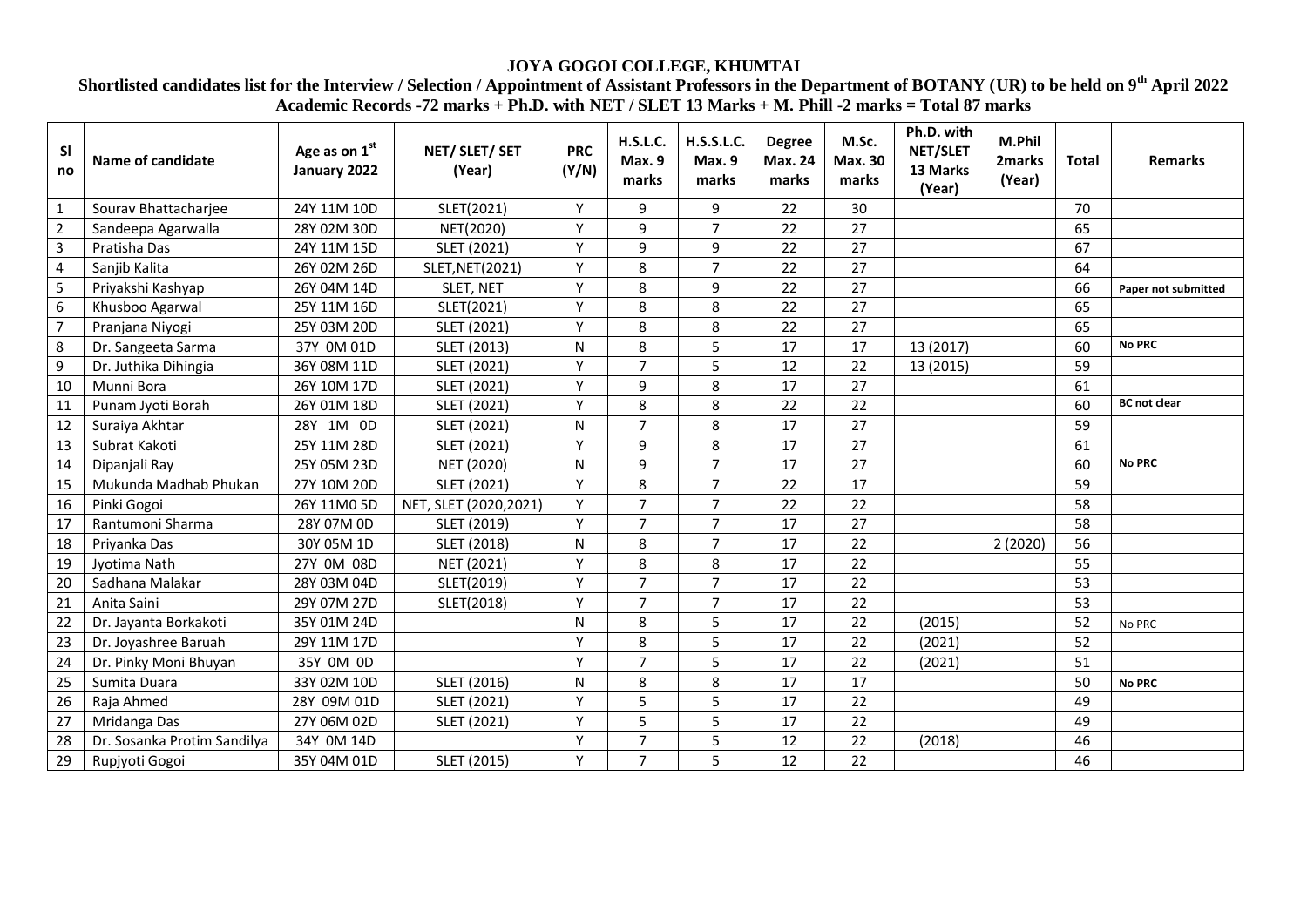# JOYA GOGOI COLLEGE, KHUMTAI

## Shortlisted candidates list for the Interview / Selection / Appointment of Assistant Professors in the Department of BOTANY (UR) to be held on 9th April 2022

### Academic Records -72 marks + Ph.D. with NET / SLET 13 Marks + M. Phill -2 marks = Total 87 marks

| Sl no | Name of candidate | Age as on 1st January 2022 | NET/ SLET/ SET (Year) | PRC (Y/N) | H.S.L.C. Max. 9 marks | H.S.S.L.C. Max. 9 marks | Degree Max. 24 marks | M.Sc. Max. 30 marks | Ph.D. with NET/SLET 13 Marks (Year) | M.Phil 2marks (Year) | Total | Remarks |
|---|---|---|---|---|---|---|---|---|---|---|---|---|
| 1 | Sourav Bhattacharjee | 24Y 11M 10D | SLET(2021) | Y | 9 | 9 | 22 | 30 | | | 70 | |
| 2 | Sandeepa Agarwalla | 28Y 02M 30D | NET(2020) | Y | 9 | 7 | 22 | 27 | | | 65 | |
| 3 | Pratisha Das | 24Y 11M 15D | SLET (2021) | Y | 9 | 9 | 22 | 27 | | | 67 | |
| 4 | Sanjib Kalita | 26Y 02M 26D | SLET,NET(2021) | Y | 8 | 7 | 22 | 27 | | | 64 | |
| 5 | Priyakshi Kashyap | 26Y 04M 14D | SLET, NET | Y | 8 | 9 | 22 | 27 | | | 66 | **Paper not submitted** |
| 6 | Khusboo Agarwal | 25Y 11M 16D | SLET(2021) | Y | 8 | 8 | 22 | 27 | | | 65 | |
| 7 | Pranjana Niyogi | 25Y 03M 20D | SLET (2021) | Y | 8 | 8 | 22 | 27 | | | 65 | |
| 8 | Dr. Sangeeta Sarma | 37Y 0M 01D | SLET (2013) | N | 8 | 5 | 17 | 17 | 13 (2017) | | 60 | **No PRC** |
| 9 | Dr. Juthika Dihingia | 36Y 08M 11D | SLET (2021) | Y | 7 | 5 | 12 | 22 | 13 (2015) | | 59 | |
| 10 | Munni Bora | 26Y 10M 17D | SLET (2021) | Y | 9 | 8 | 17 | 27 | | | 61 | |
| 11 | Punam Jyoti Borah | 26Y 01M 18D | SLET (2021) | Y | 8 | 8 | 22 | 22 | | | 60 | **BC not clear** |
| 12 | Suraiya Akhtar | 28Y 1M 0D | SLET (2021) | N | 7 | 8 | 17 | 27 | | | 59 | |
| 13 | Subrat Kakoti | 25Y 11M 28D | SLET (2021) | Y | 9 | 8 | 17 | 27 | | | 61 | |
| 14 | Dipanjali Ray | 25Y 05M 23D | NET (2020) | N | 9 | 7 | 17 | 27 | | | 60 | **No PRC** |
| 15 | Mukunda Madhab Phukan | 27Y 10M 20D | SLET (2021) | Y | 8 | 7 | 22 | 17 | | | 59 | |
| 16 | Pinki Gogoi | 26Y 11M0 5D | NET, SLET (2020,2021) | Y | 7 | 7 | 22 | 22 | | | 58 | |
| 17 | Rantumoni Sharma | 28Y 07M 0D | SLET (2019) | Y | 7 | 7 | 17 | 27 | | | 58 | |
| 18 | Priyanka Das | 30Y 05M 1D | SLET (2018) | N | 8 | 7 | 17 | 22 | | 2 (2020) | 56 | |
| 19 | Jyotima Nath | 27Y 0M 08D | NET (2021) | Y | 8 | 8 | 17 | 22 | | | 55 | |
| 20 | Sadhana Malakar | 28Y 03M 04D | SLET(2019) | Y | 7 | 7 | 17 | 22 | | | 53 | |
| 21 | Anita Saini | 29Y 07M 27D | SLET(2018) | Y | 7 | 7 | 17 | 22 | | | 53 | |
| 22 | Dr. Jayanta Borkakoti | 35Y 01M 24D | | N | 8 | 5 | 17 | 22 | (2015) | | 52 | No PRC |
| 23 | Dr. Joyashree Baruah | 29Y 11M 17D | | Y | 8 | 5 | 17 | 22 | (2021) | | 52 | |
| 24 | Dr. Pinky Moni Bhuyan | 35Y 0M 0D | | Y | 7 | 5 | 17 | 22 | (2021) | | 51 | |
| 25 | Sumita Duara | 33Y 02M 10D | SLET (2016) | N | 8 | 8 | 17 | 17 | | | 50 | **No PRC** |
| 26 | Raja Ahmed | 28Y 09M 01D | SLET (2021) | Y | 5 | 5 | 17 | 22 | | | 49 | |
| 27 | Mridanga Das | 27Y 06M 02D | SLET (2021) | Y | 5 | 5 | 17 | 22 | | | 49 | |
| 28 | Dr. Sosanka Protim Sandilya | 34Y 0M 14D | | Y | 7 | 5 | 12 | 22 | (2018) | | 46 | |
| 29 | Rupjyoti Gogoi | 35Y 04M 01D | SLET (2015) | Y | 7 | 5 | 12 | 22 | | | 46 | |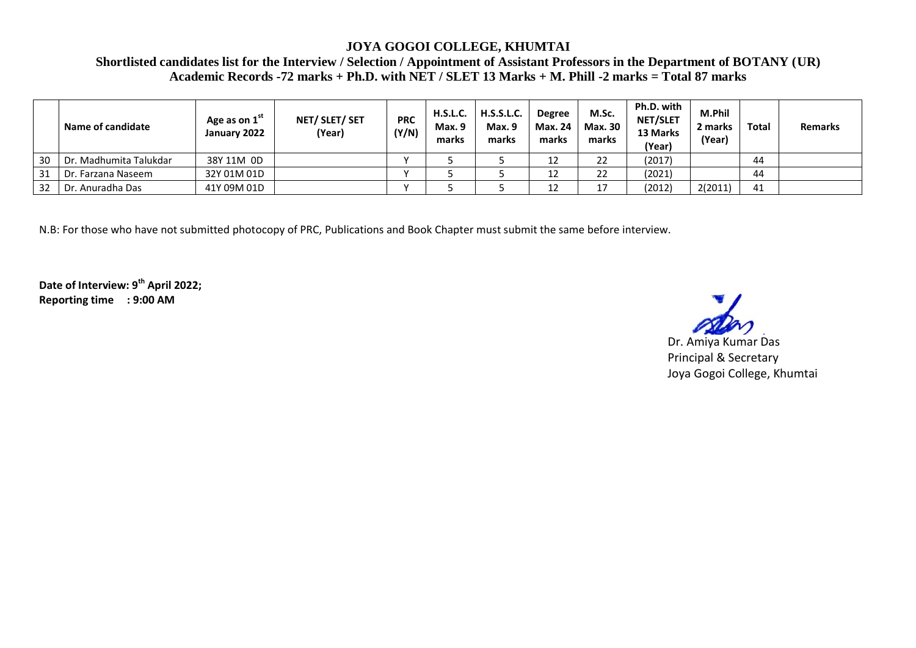# JOYA GOGOI COLLEGE, KHUMTAI

## Shortlisted candidates list for the Interview / Selection / Appointment of Assistant Professors in the Department of BOTANY (UR)

### Academic Records -72 marks + Ph.D. with NET / SLET 13 Marks + M. Phill -2 marks = Total 87 marks

| | Name of candidate | Age as on 1st January 2022 | NET/ SLET/ SET (Year) | PRC (Y/N) | H.S.L.C. Max. 9 marks | H.S.S.L.C. Max. 9 marks | Degree Max. 24 marks | M.Sc. Max. 30 marks | Ph.D. with NET/SLET 13 Marks (Year) | M.Phil 2 marks (Year) | Total | Remarks |
|---|---|---|---|---|---|---|---|---|---|---|---|---|
| 30 | Dr. Madhumita Talukdar | 38Y 11M 0D | | Y | 5 | 5 | 12 | 22 | (2017) | | 44 | |
| 31 | Dr. Farzana Naseem | 32Y 01M 01D | | Y | 5 | 5 | 12 | 22 | (2021) | | 44 | |
| 32 | Dr. Anuradha Das | 41Y 09M 01D | | Y | 5 | 5 | 12 | 17 | (2012) | 2(2011) | 41 | |

N.B: For those who have not submitted photocopy of PRC, Publications and Book Chapter must submit the same before interview.

**Date of Interview: 9th April 2022;**
**Reporting time : 9:00 AM**

Dr. Amiya Kumar Das
Principal & Secretary
Joya Gogoi College, Khumtai